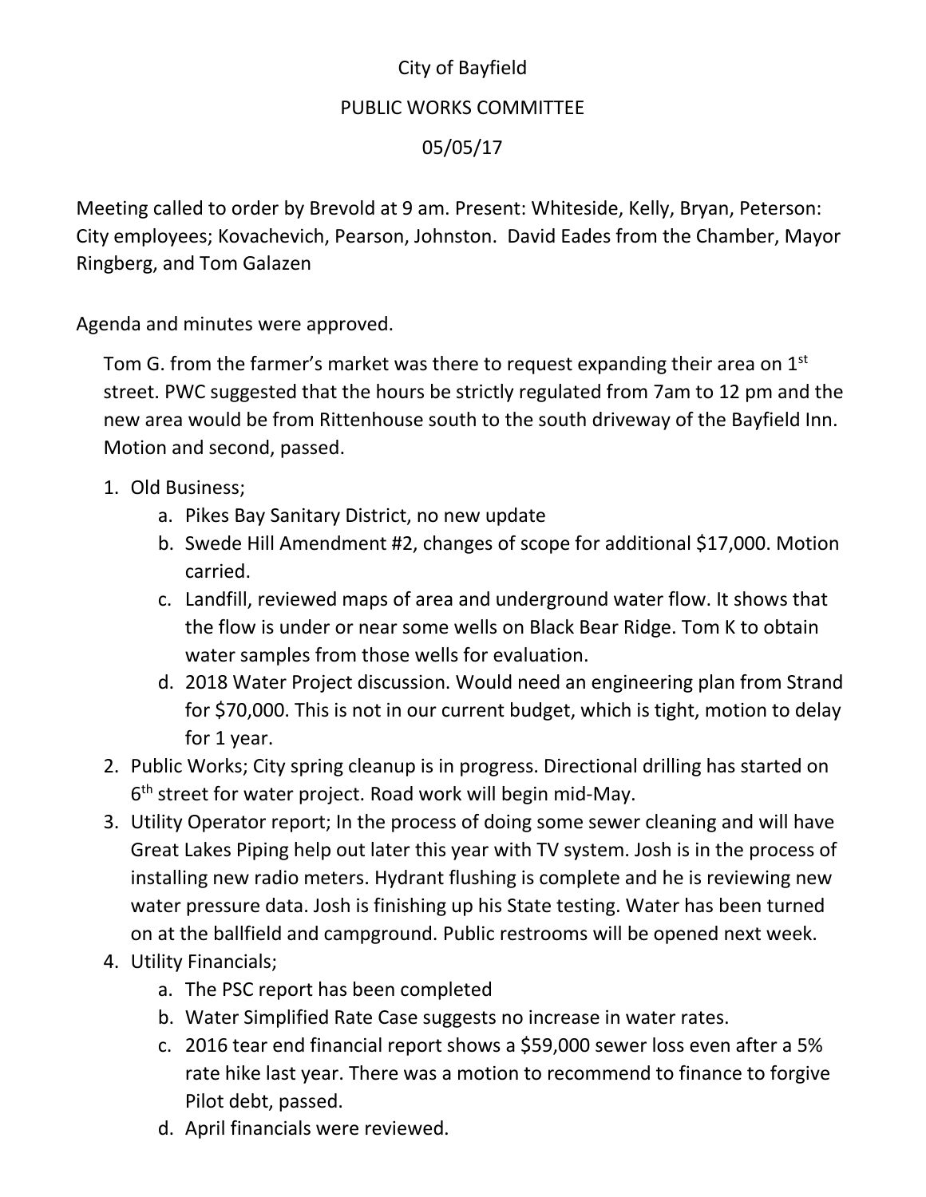City of Bayfield

PUBLIC WORKS COMMITTEE

05/05/17

Meeting called to order by Brevold at 9 am. Present: Whiteside, Kelly, Bryan, Peterson: City employees; Kovachevich, Pearson, Johnston. David Eades from the Chamber, Mayor Ringberg, and Tom Galazen

Agenda and minutes were approved.

Tom G. from the farmer's market was there to request expanding their area on 1st street. PWC suggested that the hours be strictly regulated from 7am to 12 pm and the new area would be from Rittenhouse south to the south driveway of the Bayfield Inn. Motion and second, passed.

1. Old Business;
   a. Pikes Bay Sanitary District, no new update
   b. Swede Hill Amendment #2, changes of scope for additional $17,000. Motion carried.
   c. Landfill, reviewed maps of area and underground water flow. It shows that the flow is under or near some wells on Black Bear Ridge. Tom K to obtain water samples from those wells for evaluation.
   d. 2018 Water Project discussion. Would need an engineering plan from Strand for $70,000. This is not in our current budget, which is tight, motion to delay for 1 year.
2. Public Works; City spring cleanup is in progress. Directional drilling has started on 6th street for water project. Road work will begin mid-May.
3. Utility Operator report; In the process of doing some sewer cleaning and will have Great Lakes Piping help out later this year with TV system. Josh is in the process of installing new radio meters. Hydrant flushing is complete and he is reviewing new water pressure data. Josh is finishing up his State testing. Water has been turned on at the ballfield and campground. Public restrooms will be opened next week.
4. Utility Financials;
   a. The PSC report has been completed
   b. Water Simplified Rate Case suggests no increase in water rates.
   c. 2016 tear end financial report shows a $59,000 sewer loss even after a 5% rate hike last year. There was a motion to recommend to finance to forgive Pilot debt, passed.
   d. April financials were reviewed.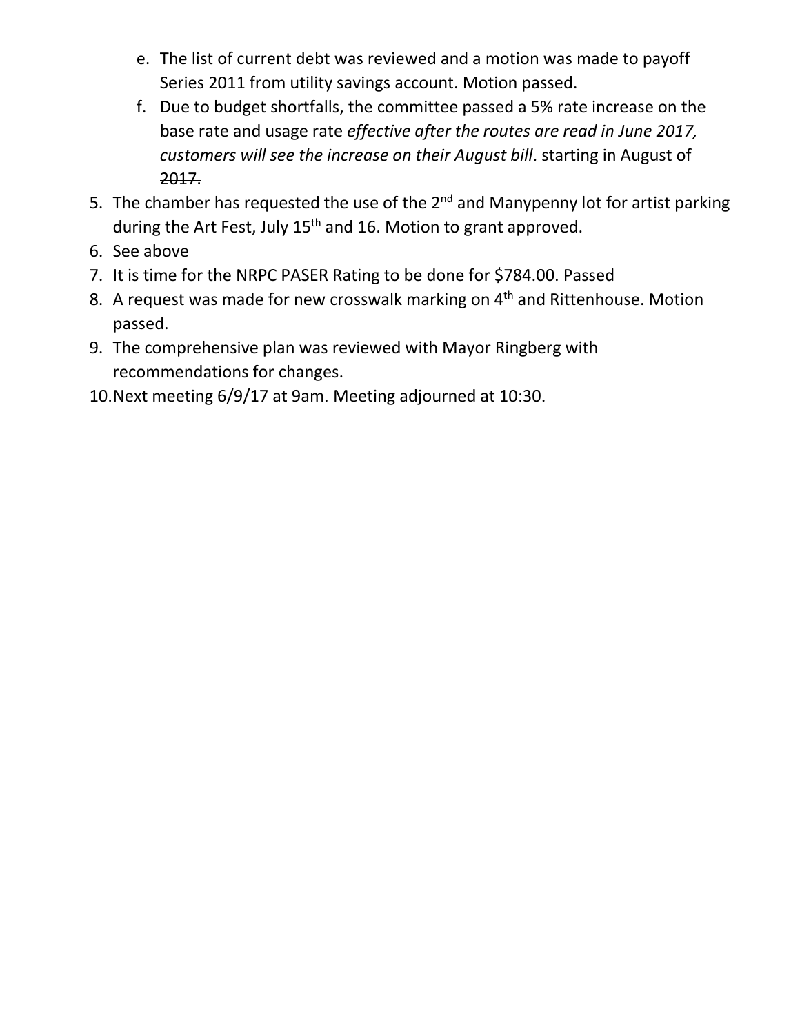e. The list of current debt was reviewed and a motion was made to payoff Series 2011 from utility savings account. Motion passed.

f. Due to budget shortfalls, the committee passed a 5% rate increase on the base rate and usage rate *effective after the routes are read in June 2017, customers will see the increase on their August bill*. ~~starting in August of 2017.~~

5. The chamber has requested the use of the 2nd and Manypenny lot for artist parking during the Art Fest, July 15th and 16. Motion to grant approved.
6. See above
7. It is time for the NRPC PASER Rating to be done for $784.00. Passed
8. A request was made for new crosswalk marking on 4th and Rittenhouse. Motion passed.
9. The comprehensive plan was reviewed with Mayor Ringberg with recommendations for changes.
10. Next meeting 6/9/17 at 9am. Meeting adjourned at 10:30.